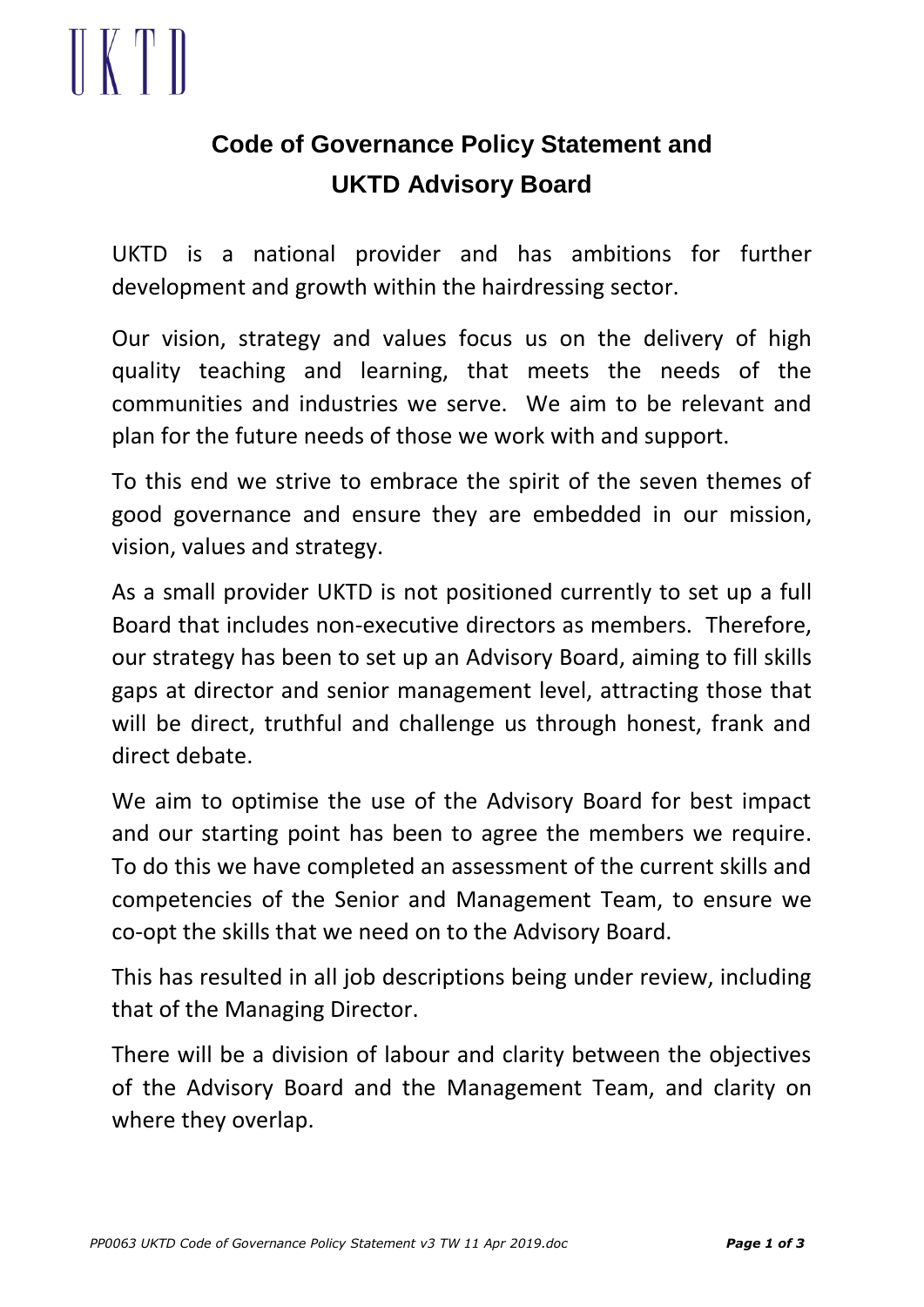UKTD

# Code of Governance Policy Statement and UKTD Advisory Board

UKTD is a national provider and has ambitions for further development and growth within the hairdressing sector.

Our vision, strategy and values focus us on the delivery of high quality teaching and learning, that meets the needs of the communities and industries we serve. We aim to be relevant and plan for the future needs of those we work with and support.

To this end we strive to embrace the spirit of the seven themes of good governance and ensure they are embedded in our mission, vision, values and strategy.

As a small provider UKTD is not positioned currently to set up a full Board that includes non-executive directors as members. Therefore, our strategy has been to set up an Advisory Board, aiming to fill skills gaps at director and senior management level, attracting those that will be direct, truthful and challenge us through honest, frank and direct debate.

We aim to optimise the use of the Advisory Board for best impact and our starting point has been to agree the members we require. To do this we have completed an assessment of the current skills and competencies of the Senior and Management Team, to ensure we co-opt the skills that we need on to the Advisory Board.

This has resulted in all job descriptions being under review, including that of the Managing Director.

There will be a division of labour and clarity between the objectives of the Advisory Board and the Management Team, and clarity on where they overlap.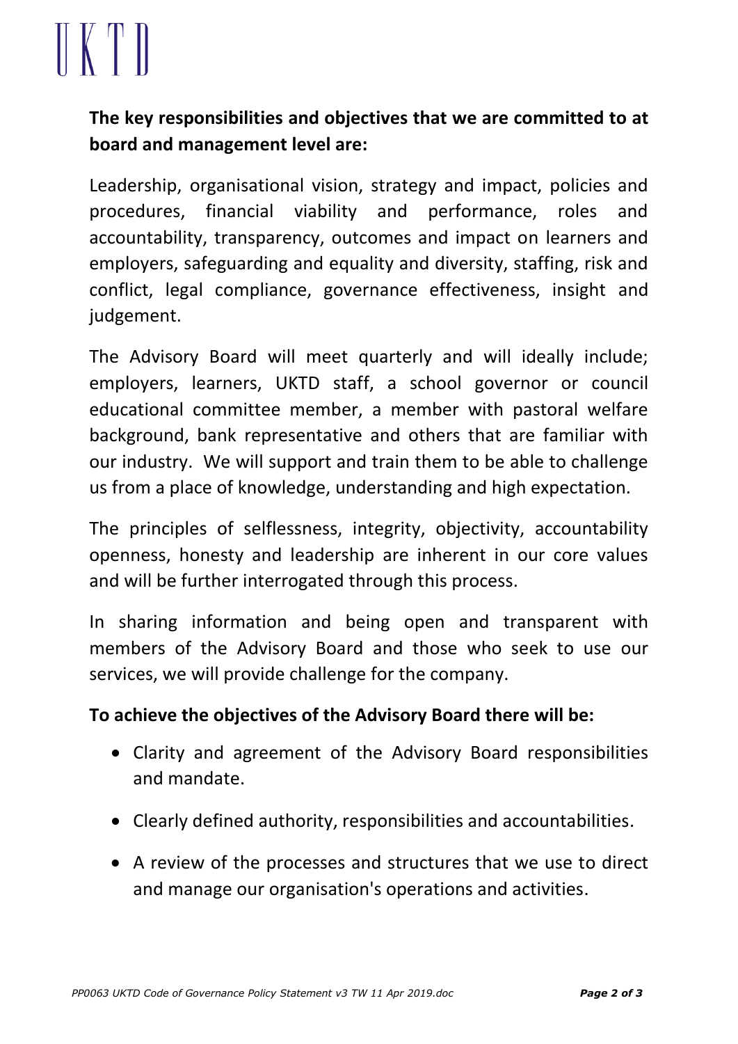**The key responsibilities and objectives that we are committed to at board and management level are:**

Leadership, organisational vision, strategy and impact, policies and procedures, financial viability and performance, roles and accountability, transparency, outcomes and impact on learners and employers, safeguarding and equality and diversity, staffing, risk and conflict, legal compliance, governance effectiveness, insight and judgement.

The Advisory Board will meet quarterly and will ideally include; employers, learners, UKTD staff, a school governor or council educational committee member, a member with pastoral welfare background, bank representative and others that are familiar with our industry. We will support and train them to be able to challenge us from a place of knowledge, understanding and high expectation.

The principles of selflessness, integrity, objectivity, accountability openness, honesty and leadership are inherent in our core values and will be further interrogated through this process.

In sharing information and being open and transparent with members of the Advisory Board and those who seek to use our services, we will provide challenge for the company.

**To achieve the objectives of the Advisory Board there will be:**

- Clarity and agreement of the Advisory Board responsibilities and mandate.
- Clearly defined authority, responsibilities and accountabilities.
- A review of the processes and structures that we use to direct and manage our organisation's operations and activities.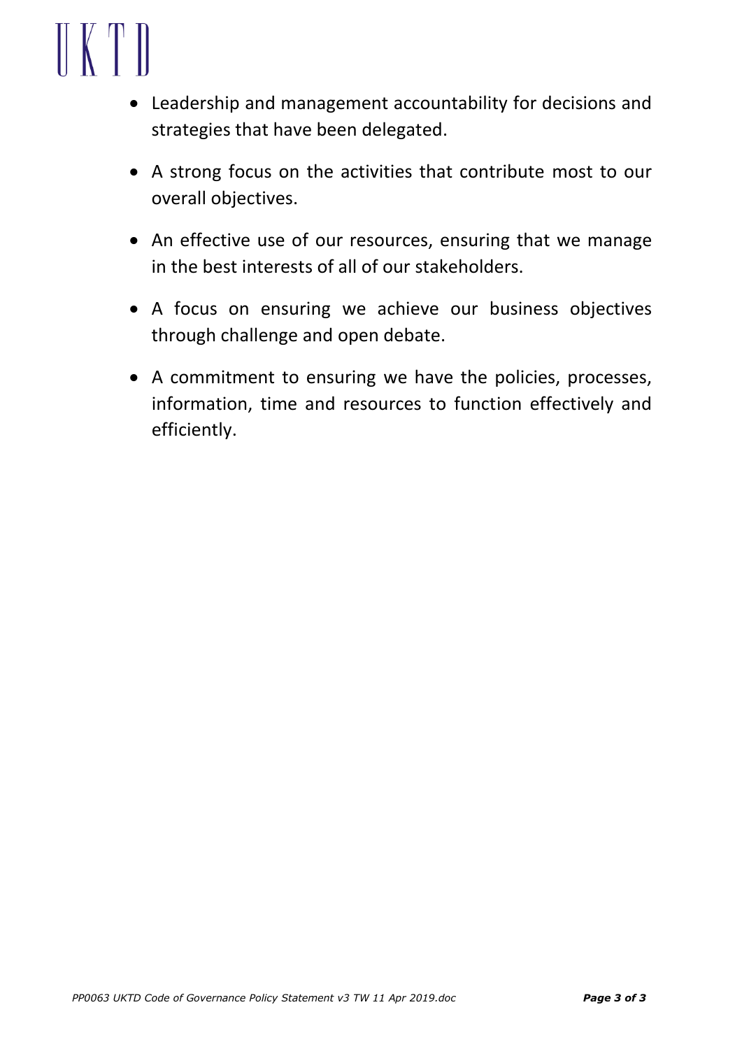- Leadership and management accountability for decisions and strategies that have been delegated.

- A strong focus on the activities that contribute most to our overall objectives.

- An effective use of our resources, ensuring that we manage in the best interests of all of our stakeholders.

- A focus on ensuring we achieve our business objectives through challenge and open debate.

- A commitment to ensuring we have the policies, processes, information, time and resources to function effectively and efficiently.